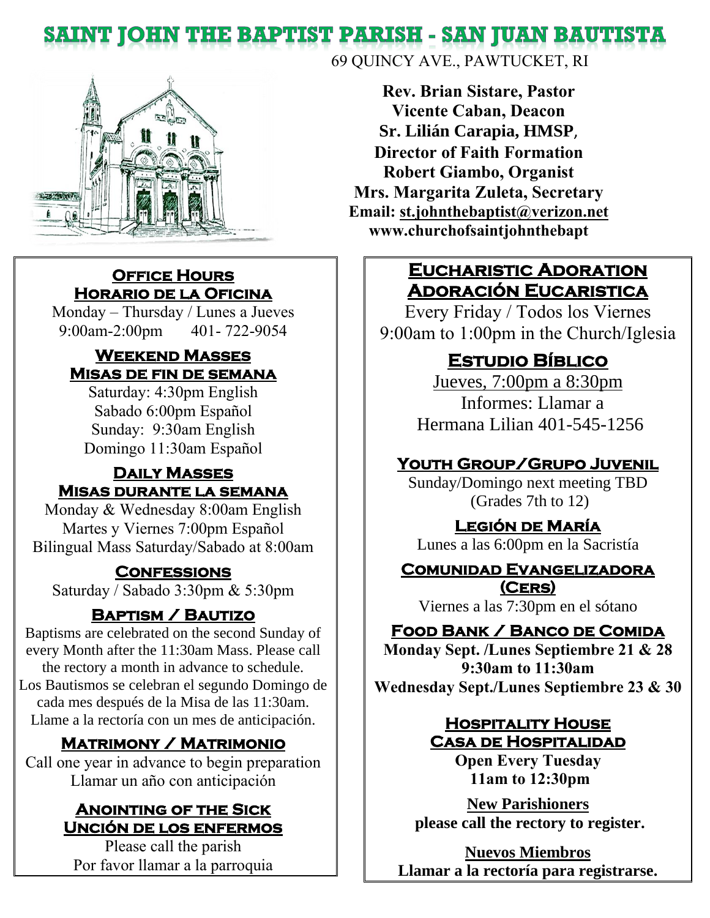# SAINT JOHN THE BAPTIST PARISH - SAN JUAN BAUTISTA

69 QUINCY AVE., PAWTUCKET, RI

**Rev. Brian Sistare, Pastor**
**Vicente Caban, Deacon**
**Sr. Lilián Carapia, HMSP,**
**Director of Faith Formation**
**Robert Giambo, Organist**
**Mrs. Margarita Zuleta, Secretary**
**Email: st.johnthebaptist@verizon.net**
**www.churchofsaintjohnthebapt**

## Office Hours
## Horario de la Oficina

Monday – Thursday / Lunes a Jueves
9:00am-2:00pm 401- 722-9054

## Weekend Masses
## Misas de fin de semana

Saturday: 4:30pm English
Sabado 6:00pm Español
Sunday: 9:30am English
Domingo 11:30am Español

## Daily Masses
## Misas durante la semana

Monday & Wednesday 8:00am English
Martes y Viernes 7:00pm Español
Bilingual Mass Saturday/Sabado at 8:00am

## Confessions

Saturday / Sabado 3:30pm & 5:30pm

## Baptism / Bautizo

Baptisms are celebrated on the second Sunday of every Month after the 11:30am Mass. Please call the rectory a month in advance to schedule.
Los Bautismos se celebran el segundo Domingo de cada mes después de la Misa de las 11:30am. Llame a la rectoría con un mes de anticipación.

## Matrimony / Matrimonio

Call one year in advance to begin preparation
Llamar un año con anticipación

## Anointing of the Sick
## Unción de los enfermos

Please call the parish
Por favor llamar a la parroquia

## Eucharistic Adoration
## Adoración Eucaristica

Every Friday / Todos los Viernes
9:00am to 1:00pm in the Church/Iglesia

## Estudio Bíblico

Jueves, 7:00pm a 8:30pm
Informes: Llamar a
Hermana Lilian 401-545-1256

## Youth Group/Grupo Juvenil

Sunday/Domingo next meeting TBD
(Grades 7th to 12)

## Legión de María

Lunes a las 6:00pm en la Sacristía

## Comunidad Evangelizadora (Cers)

Viernes a las 7:30pm en el sótano

## Food Bank / Banco de Comida

**Monday Sept. /Lunes Septiembre 21 & 28**
**9:30am to 11:30am**
**Wednesday Sept./Lunes Septiembre 23 & 30**

## Hospitality House
## Casa de Hospitalidad

**Open Every Tuesday**
**11am to 12:30pm**

**New Parishioners**
**please call the rectory to register.**

**Nuevos Miembros**
**Llamar a la rectoría para registrarse.**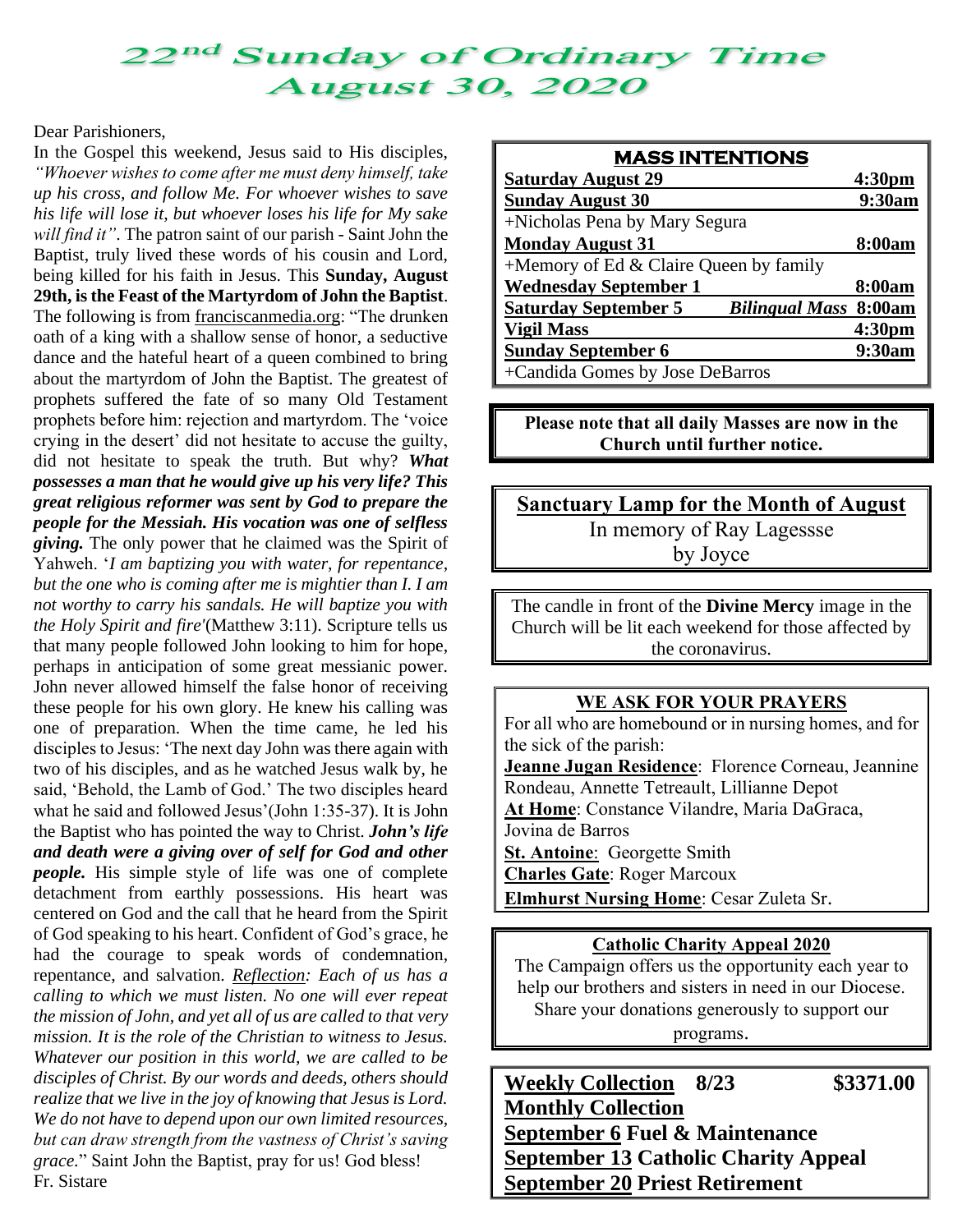# 22nd Sunday of Ordinary Time
# August 30, 2020

Dear Parishioners,

In the Gospel this weekend, Jesus said to His disciples, *"Whoever wishes to come after me must deny himself, take up his cross, and follow Me. For whoever wishes to save his life will lose it, but whoever loses his life for My sake will find it"*. The patron saint of our parish - Saint John the Baptist, truly lived these words of his cousin and Lord, being killed for his faith in Jesus. This **Sunday, August 29th, is the Feast of the Martyrdom of John the Baptist**. The following is from franciscanmedia.org: "The drunken oath of a king with a shallow sense of honor, a seductive dance and the hateful heart of a queen combined to bring about the martyrdom of John the Baptist. The greatest of prophets suffered the fate of so many Old Testament prophets before him: rejection and martyrdom. The 'voice crying in the desert' did not hesitate to accuse the guilty, did not hesitate to speak the truth. But why? ***What possesses a man that he would give up his very life? This great religious reformer was sent by God to prepare the people for the Messiah. His vocation was one of selfless giving.*** The only power that he claimed was the Spirit of Yahweh. '*I am baptizing you with water, for repentance, but the one who is coming after me is mightier than I. I am not worthy to carry his sandals. He will baptize you with the Holy Spirit and fire'*(Matthew 3:11). Scripture tells us that many people followed John looking to him for hope, perhaps in anticipation of some great messianic power. John never allowed himself the false honor of receiving these people for his own glory. He knew his calling was one of preparation. When the time came, he led his disciples to Jesus: 'The next day John was there again with two of his disciples, and as he watched Jesus walk by, he said, 'Behold, the Lamb of God.' The two disciples heard what he said and followed Jesus'(John 1:35-37). It is John the Baptist who has pointed the way to Christ. ***John's life and death were a giving over of self for God and other people.*** His simple style of life was one of complete detachment from earthly possessions. His heart was centered on God and the call that he heard from the Spirit of God speaking to his heart. Confident of God's grace, he had the courage to speak words of condemnation, repentance, and salvation. *Reflection: Each of us has a calling to which we must listen. No one will ever repeat the mission of John, and yet all of us are called to that very mission. It is the role of the Christian to witness to Jesus. Whatever our position in this world, we are called to be disciples of Christ. By our words and deeds, others should realize that we live in the joy of knowing that Jesus is Lord. We do not have to depend upon our own limited resources, but can draw strength from the vastness of Christ's saving grace.*" Saint John the Baptist, pray for us! God bless!

Fr. Sistare

## MASS INTENTIONS

| | |
|---|---|
| **Saturday August 29** | **4:30pm** |
| **Sunday August 30** | **9:30am** |
| +Nicholas Pena by Mary Segura | |
| **Monday August 31** | **8:00am** |
| +Memory of Ed & Claire Queen by family | |
| **Wednesday September 1** | **8:00am** |
| **Saturday September 5** *Bilingual Mass* | **8:00am** |
| **Vigil Mass** | **4:30pm** |
| **Sunday September 6** | **9:30am** |
| +Candida Gomes by Jose DeBarros | |

**Please note that all daily Masses are now in the Church until further notice.**

## Sanctuary Lamp for the Month of August

In memory of Ray Lagessse
by Joyce

The candle in front of the **Divine Mercy** image in the Church will be lit each weekend for those affected by the coronavirus.

## WE ASK FOR YOUR PRAYERS

For all who are homebound or in nursing homes, and for the sick of the parish:

**Jeanne Jugan Residence**: Florence Corneau, Jeannine Rondeau, Annette Tetreault, Lillianne Depot

**At Home**: Constance Vilandre, Maria DaGraca, Jovina de Barros

**St. Antoine**: Georgette Smith

**Charles Gate**: Roger Marcoux

**Elmhurst Nursing Home**: Cesar Zuleta Sr.

## Catholic Charity Appeal 2020

The Campaign offers us the opportunity each year to help our brothers and sisters in need in our Diocese. Share your donations generously to support our programs.

**Weekly Collection 8/23 $3371.00**

**Monthly Collection**

**September 6 Fuel & Maintenance**

**September 13 Catholic Charity Appeal**

**September 20 Priest Retirement**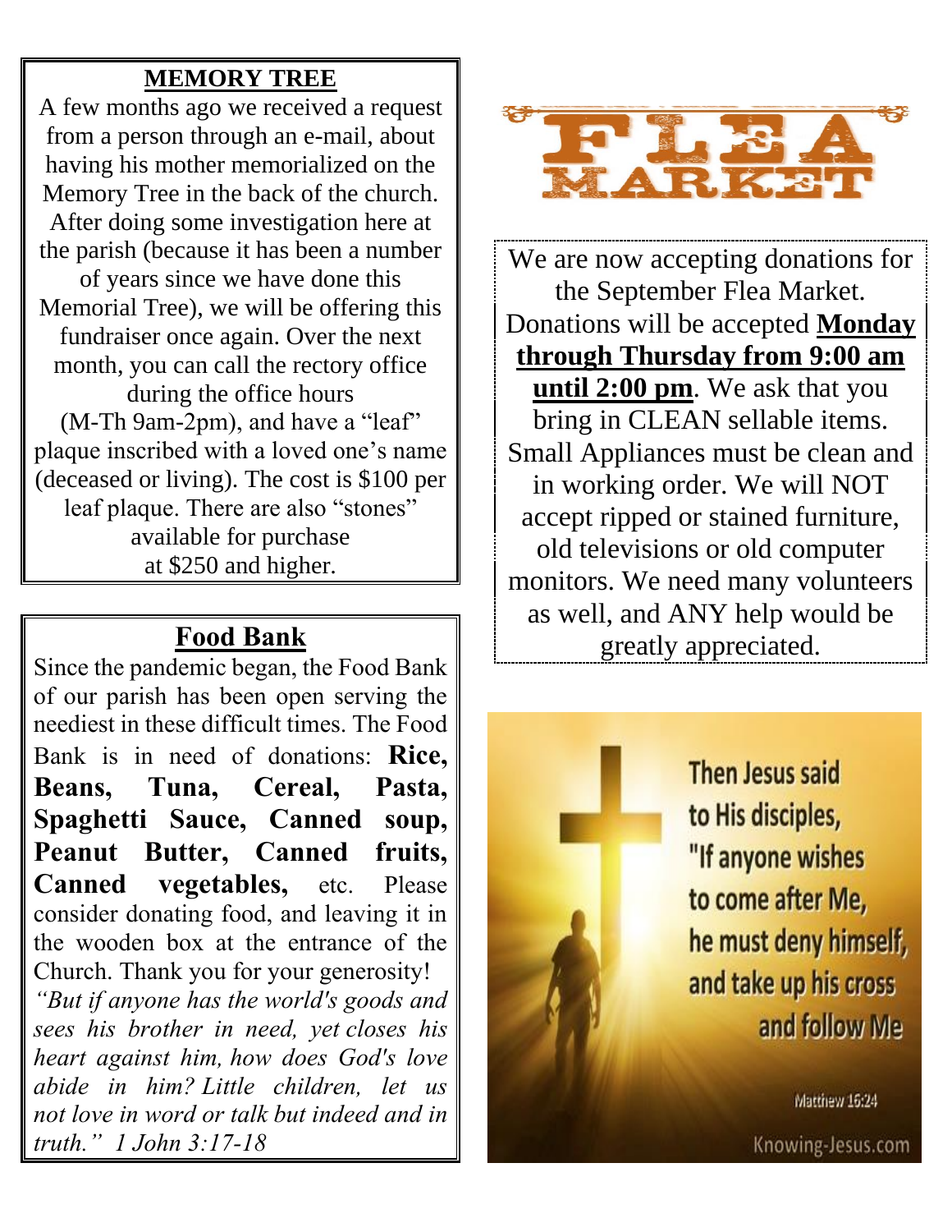## MEMORY TREE

A few months ago we received a request from a person through an e-mail, about having his mother memorialized on the Memory Tree in the back of the church. After doing some investigation here at the parish (because it has been a number of years since we have done this Memorial Tree), we will be offering this fundraiser once again. Over the next month, you can call the rectory office during the office hours (M-Th 9am-2pm), and have a "leaf" plaque inscribed with a loved one's name (deceased or living). The cost is $100 per leaf plaque. There are also "stones" available for purchase at $250 and higher.

## Food Bank

Since the pandemic began, the Food Bank of our parish has been open serving the neediest in these difficult times. The Food Bank is in need of donations: **Rice, Beans, Tuna, Cereal, Pasta, Spaghetti Sauce, Canned soup, Peanut Butter, Canned fruits, Canned vegetables,** etc. Please consider donating food, and leaving it in the wooden box at the entrance of the Church. Thank you for your generosity!

*"But if anyone has the world's goods and sees his brother in need, yet closes his heart against him, how does God's love abide in him? Little children, let us not love in word or talk but indeed and in truth." 1 John 3:17-18*

## FLEA MARKET

We are now accepting donations for the September Flea Market. Donations will be accepted **Monday through Thursday from 9:00 am until 2:00 pm**. We ask that you bring in CLEAN sellable items. Small Appliances must be clean and in working order. We will NOT accept ripped or stained furniture, old televisions or old computer monitors. We need many volunteers as well, and ANY help would be greatly appreciated.

Then Jesus said to His disciples, "If anyone wishes to come after Me, he must deny himself, and take up his cross and follow Me

Matthew 16:24

Knowing-Jesus.com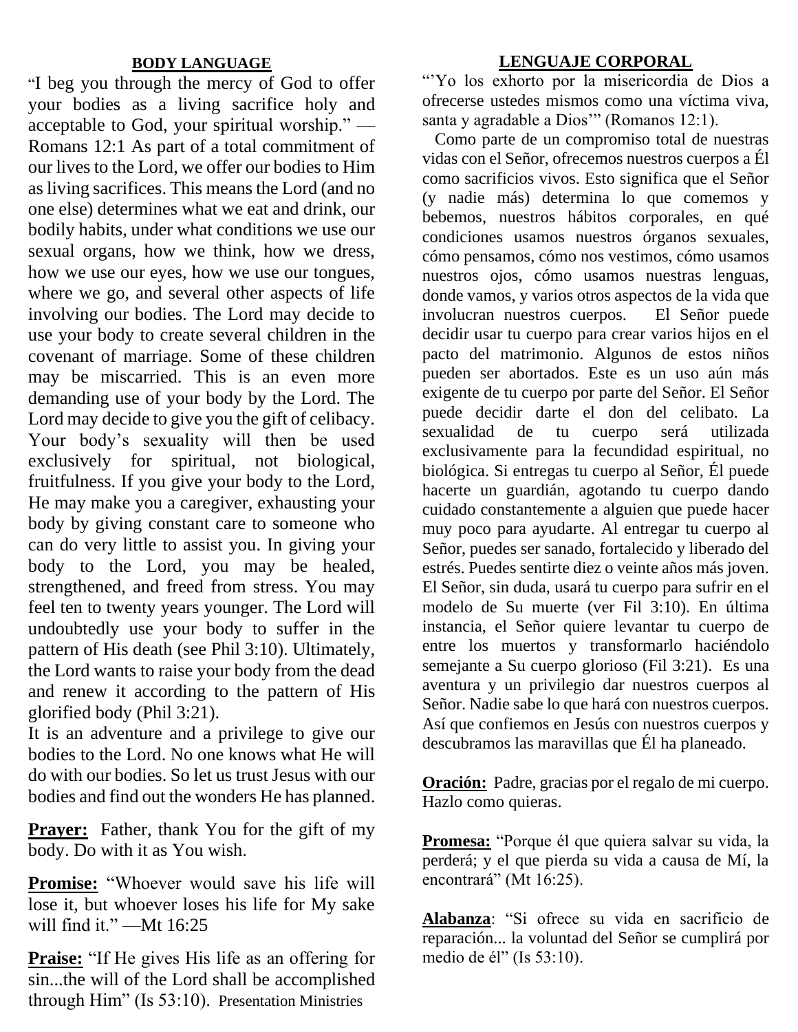## BODY LANGUAGE

"I beg you through the mercy of God to offer your bodies as a living sacrifice holy and acceptable to God, your spiritual worship." —Romans 12:1 As part of a total commitment of our lives to the Lord, we offer our bodies to Him as living sacrifices. This means the Lord (and no one else) determines what we eat and drink, our bodily habits, under what conditions we use our sexual organs, how we think, how we dress, how we use our eyes, how we use our tongues, where we go, and several other aspects of life involving our bodies. The Lord may decide to use your body to create several children in the covenant of marriage. Some of these children may be miscarried. This is an even more demanding use of your body by the Lord. The Lord may decide to give you the gift of celibacy. Your body's sexuality will then be used exclusively for spiritual, not biological, fruitfulness. If you give your body to the Lord, He may make you a caregiver, exhausting your body by giving constant care to someone who can do very little to assist you. In giving your body to the Lord, you may be healed, strengthened, and freed from stress. You may feel ten to twenty years younger. The Lord will undoubtedly use your body to suffer in the pattern of His death (see Phil 3:10). Ultimately, the Lord wants to raise your body from the dead and renew it according to the pattern of His glorified body (Phil 3:21).

It is an adventure and a privilege to give our bodies to the Lord. No one knows what He will do with our bodies. So let us trust Jesus with our bodies and find out the wonders He has planned.

**Prayer:** Father, thank You for the gift of my body. Do with it as You wish.

**Promise:** "Whoever would save his life will lose it, but whoever loses his life for My sake will find it." —Mt 16:25

**Praise:** "If He gives His life as an offering for sin...the will of the Lord shall be accomplished through Him" (Is 53:10). Presentation Ministries

## LENGUAJE CORPORAL

"'Yo los exhorto por la misericordia de Dios a ofrecerse ustedes mismos como una víctima viva, santa y agradable a Dios'" (Romanos 12:1).

Como parte de un compromiso total de nuestras vidas con el Señor, ofrecemos nuestros cuerpos a Él como sacrificios vivos. Esto significa que el Señor (y nadie más) determina lo que comemos y bebemos, nuestros hábitos corporales, en qué condiciones usamos nuestros órganos sexuales, cómo pensamos, cómo nos vestimos, cómo usamos nuestros ojos, cómo usamos nuestras lenguas, donde vamos, y varios otros aspectos de la vida que involucran nuestros cuerpos. El Señor puede decidir usar tu cuerpo para crear varios hijos en el pacto del matrimonio. Algunos de estos niños pueden ser abortados. Este es un uso aún más exigente de tu cuerpo por parte del Señor. El Señor puede decidir darte el don del celibato. La sexualidad de tu cuerpo será utilizada exclusivamente para la fecundidad espiritual, no biológica. Si entregas tu cuerpo al Señor, Él puede hacerte un guardián, agotando tu cuerpo dando cuidado constantemente a alguien que puede hacer muy poco para ayudarte. Al entregar tu cuerpo al Señor, puedes ser sanado, fortalecido y liberado del estrés. Puedes sentirte diez o veinte años más joven. El Señor, sin duda, usará tu cuerpo para sufrir en el modelo de Su muerte (ver Fil 3:10). En última instancia, el Señor quiere levantar tu cuerpo de entre los muertos y transformarlo haciéndolo semejante a Su cuerpo glorioso (Fil 3:21). Es una aventura y un privilegio dar nuestros cuerpos al Señor. Nadie sabe lo que hará con nuestros cuerpos. Así que confiemos en Jesús con nuestros cuerpos y descubramos las maravillas que Él ha planeado.

**Oración:** Padre, gracias por el regalo de mi cuerpo. Hazlo como quieras.

**Promesa:** "Porque él que quiera salvar su vida, la perderá; y el que pierda su vida a causa de Mí, la encontrará" (Mt 16:25).

**Alabanza**: "Si ofrece su vida en sacrificio de reparación... la voluntad del Señor se cumplirá por medio de él" (Is 53:10).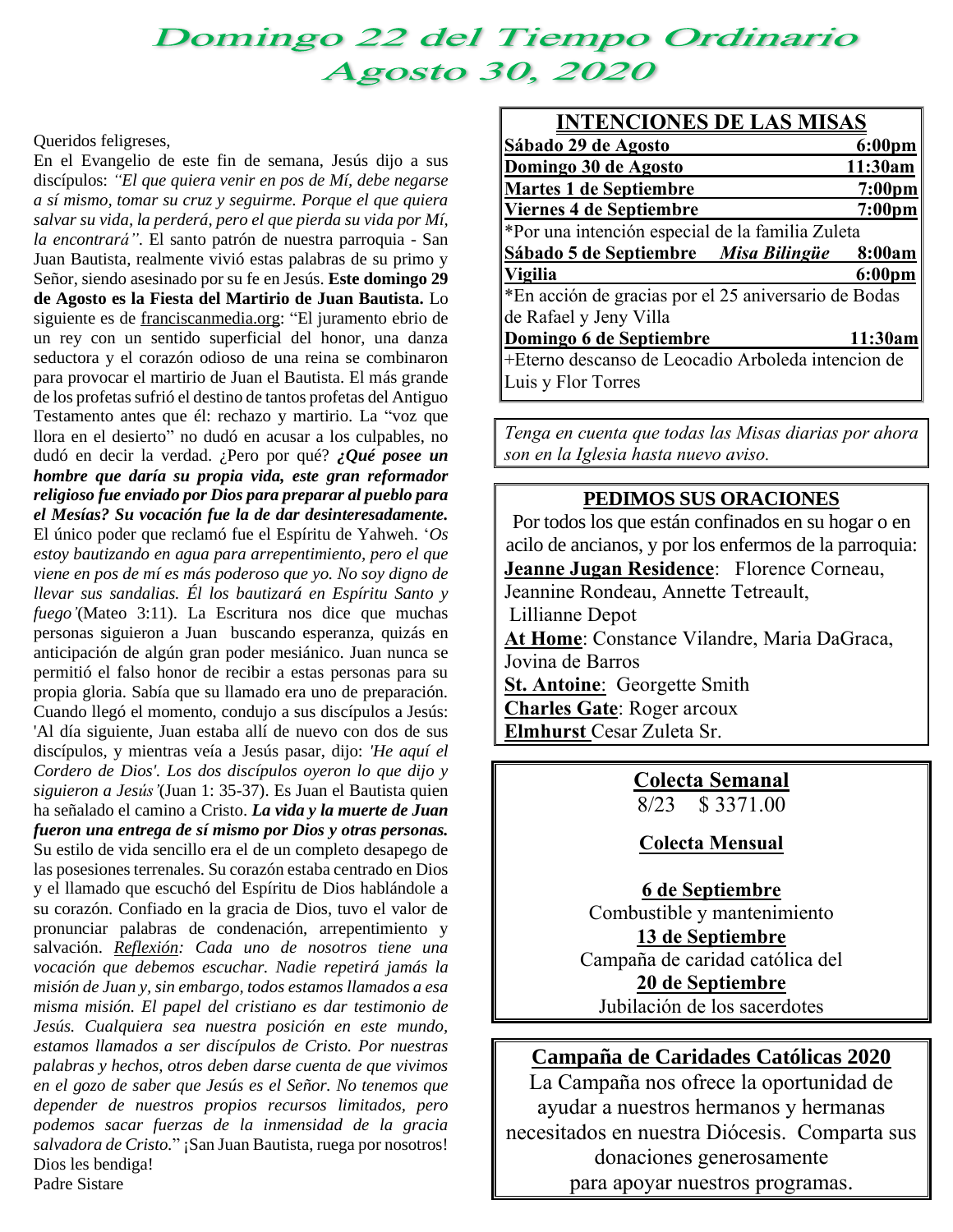# Domingo 22 del Tiempo Ordinario
# Agosto 30, 2020

Queridos feligreses,

En el Evangelio de este fin de semana, Jesús dijo a sus discípulos: *"El que quiera venir en pos de Mí, debe negarse a sí mismo, tomar su cruz y seguirme. Porque el que quiera salvar su vida, la perderá, pero el que pierda su vida por Mí, la encontrará"*. El santo patrón de nuestra parroquia - San Juan Bautista, realmente vivió estas palabras de su primo y Señor, siendo asesinado por su fe en Jesús. **Este domingo 29 de Agosto es la Fiesta del Martirio de Juan Bautista.** Lo siguiente es de franciscanmedia.org: "El juramento ebrio de un rey con un sentido superficial del honor, una danza seductora y el corazón odioso de una reina se combinaron para provocar el martirio de Juan el Bautista. El más grande de los profetas sufrió el destino de tantos profetas del Antiguo Testamento antes que él: rechazo y martirio. La "voz que llora en el desierto" no dudó en acusar a los culpables, no dudó en decir la verdad. ¿Pero por qué? ***¿Qué posee un hombre que daría su propia vida, este gran reformador religioso fue enviado por Dios para preparar al pueblo para el Mesías? Su vocación fue la de dar desinteresadamente.*** El único poder que reclamó fue el Espíritu de Yahweh. '*Os estoy bautizando en agua para arrepentimiento, pero el que viene en pos de mí es más poderoso que yo. No soy digno de llevar sus sandalias. Él los bautizará en Espíritu Santo y fuego'*(Mateo 3:11). La Escritura nos dice que muchas personas siguieron a Juan buscando esperanza, quizás en anticipación de algún gran poder mesiánico. Juan nunca se permitió el falso honor de recibir a estas personas para su propia gloria. Sabía que su llamado era uno de preparación. Cuando llegó el momento, condujo a sus discípulos a Jesús: 'Al día siguiente, Juan estaba allí de nuevo con dos de sus discípulos, y mientras veía a Jesús pasar, dijo: *'He aquí el Cordero de Dios'. Los dos discípulos oyeron lo que dijo y siguieron a Jesús'*(Juan 1: 35-37). Es Juan el Bautista quien ha señalado el camino a Cristo. ***La vida y la muerte de Juan fueron una entrega de sí mismo por Dios y otras personas.*** Su estilo de vida sencillo era el de un completo desapego de las posesiones terrenales. Su corazón estaba centrado en Dios y el llamado que escuchó del Espíritu de Dios hablándole a su corazón. Confiado en la gracia de Dios, tuvo el valor de pronunciar palabras de condenación, arrepentimiento y salvación. *Reflexión: Cada uno de nosotros tiene una vocación que debemos escuchar. Nadie repetirá jamás la misión de Juan y, sin embargo, todos estamos llamados a esa misma misión. El papel del cristiano es dar testimonio de Jesús. Cualquiera sea nuestra posición en este mundo, estamos llamados a ser discípulos de Cristo. Por nuestras palabras y hechos, otros deben darse cuenta de que vivimos en el gozo de saber que Jesús es el Señor. No tenemos que depender de nuestros propios recursos limitados, pero podemos sacar fuerzas de la inmensidad de la gracia salvadora de Cristo.*" ¡San Juan Bautista, ruega por nosotros!

Dios les bendiga!

Padre Sistare

## INTENCIONES DE LAS MISAS

**Sábado 29 de Agosto** — **6:00pm**

**Domingo 30 de Agosto** — **11:30am**

**Martes 1 de Septiembre** — **7:00pm**

**Viernes 4 de Septiembre** — **7:00pm**

*Por una intención especial de la familia Zuleta

**Sábado 5 de Septiembre** ***Misa Bilingüe*** — **8:00am**

**Vigilia** — **6:00pm**

*En acción de gracias por el 25 aniversario de Bodas de Rafael y Jeny Villa

**Domingo 6 de Septiembre** — **11:30am**

+Eterno descanso de Leocadio Arboleda intencion de Luis y Flor Torres

*Tenga en cuenta que todas las Misas diarias por ahora son en la Iglesia hasta nuevo aviso.*

## PEDIMOS SUS ORACIONES

Por todos los que están confinados en su hogar o en acilo de ancianos, y por los enfermos de la parroquia:

**Jeanne Jugan Residence**: Florence Corneau, Jeannine Rondeau, Annette Tetreault, Lillianne Depot

**At Home**: Constance Vilandre, Maria DaGraca, Jovina de Barros

**St. Antoine**: Georgette Smith

**Charles Gate**: Roger arcoux

**Elmhurst** Cesar Zuleta Sr.

## Colecta Semanal

8/23 $ 3371.00

### Colecta Mensual

**6 de Septiembre**
Combustible y mantenimiento

**13 de Septiembre**
Campaña de caridad católica del

**20 de Septiembre**
Jubilación de los sacerdotes

## Campaña de Caridades Católicas 2020

La Campaña nos ofrece la oportunidad de ayudar a nuestros hermanos y hermanas necesitados en nuestra Diócesis. Comparta sus donaciones generosamente para apoyar nuestros programas.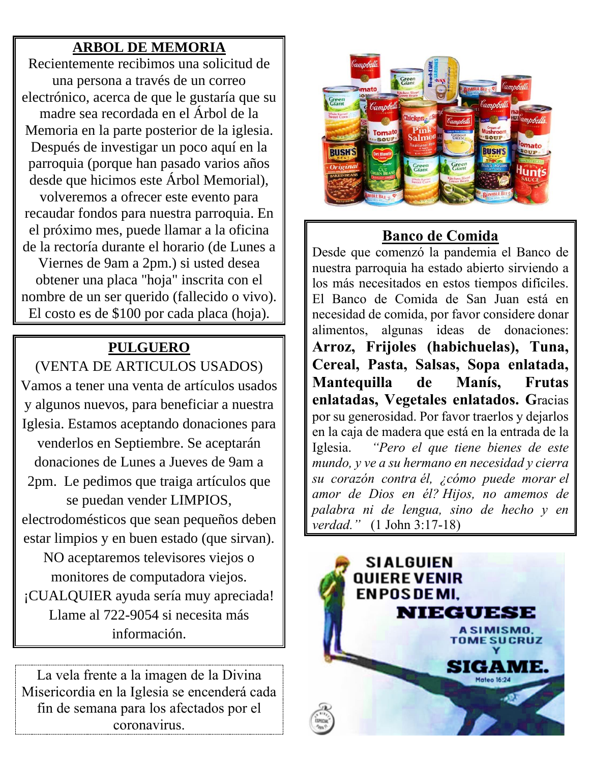## ARBOL DE MEMORIA

Recientemente recibimos una solicitud de una persona a través de un correo electrónico, acerca de que le gustaría que su madre sea recordada en el Árbol de la Memoria en la parte posterior de la iglesia. Después de investigar un poco aquí en la parroquia (porque han pasado varios años desde que hicimos este Árbol Memorial), volveremos a ofrecer este evento para recaudar fondos para nuestra parroquia. En el próximo mes, puede llamar a la oficina de la rectoría durante el horario (de Lunes a Viernes de 9am a 2pm.) si usted desea obtener una placa "hoja" inscrita con el nombre de un ser querido (fallecido o vivo). El costo es de $100 por cada placa (hoja).

## PULGUERO

(VENTA DE ARTICULOS USADOS)

Vamos a tener una venta de artículos usados y algunos nuevos, para beneficiar a nuestra Iglesia. Estamos aceptando donaciones para venderlos en Septiembre. Se aceptarán donaciones de Lunes a Jueves de 9am a 2pm. Le pedimos que traiga artículos que se puedan vender LIMPIOS, electrodomésticos que sean pequeños deben estar limpios y en buen estado (que sirvan). NO aceptaremos televisores viejos o monitores de computadora viejos. ¡CUALQUIER ayuda sería muy apreciada! Llame al 722-9054 si necesita más información.

La vela frente a la imagen de la Divina Misericordia en la Iglesia se encenderá cada fin de semana para los afectados por el coronavirus.

## Banco de Comida

Desde que comenzó la pandemia el Banco de nuestra parroquia ha estado abierto sirviendo a los más necesitados en estos tiempos difíciles. El Banco de Comida de San Juan está en necesidad de comida, por favor considere donar alimentos, algunas ideas de donaciones: **Arroz, Frijoles (habichuelas), Tuna, Cereal, Pasta, Salsas, Sopa enlatada, Mantequilla de Manís, Frutas enlatadas, Vegetales enlatados. G**racias por su generosidad. Por favor traerlos y dejarlos en la caja de madera que está en la entrada de la Iglesia. *"Pero el que tiene bienes de este mundo, y ve a su hermano en necesidad y cierra su corazón contra él, ¿cómo puede morar el amor de Dios en él? Hijos, no amemos de palabra ni de lengua, sino de hecho y en verdad."* (1 John 3:17-18)

SI ALGUIEN QUIERE VENIR EN POS DE MI, NIEGUESE A SI MISMO, TOME SU CRUZ Y SIGAME.

Mateo 16:24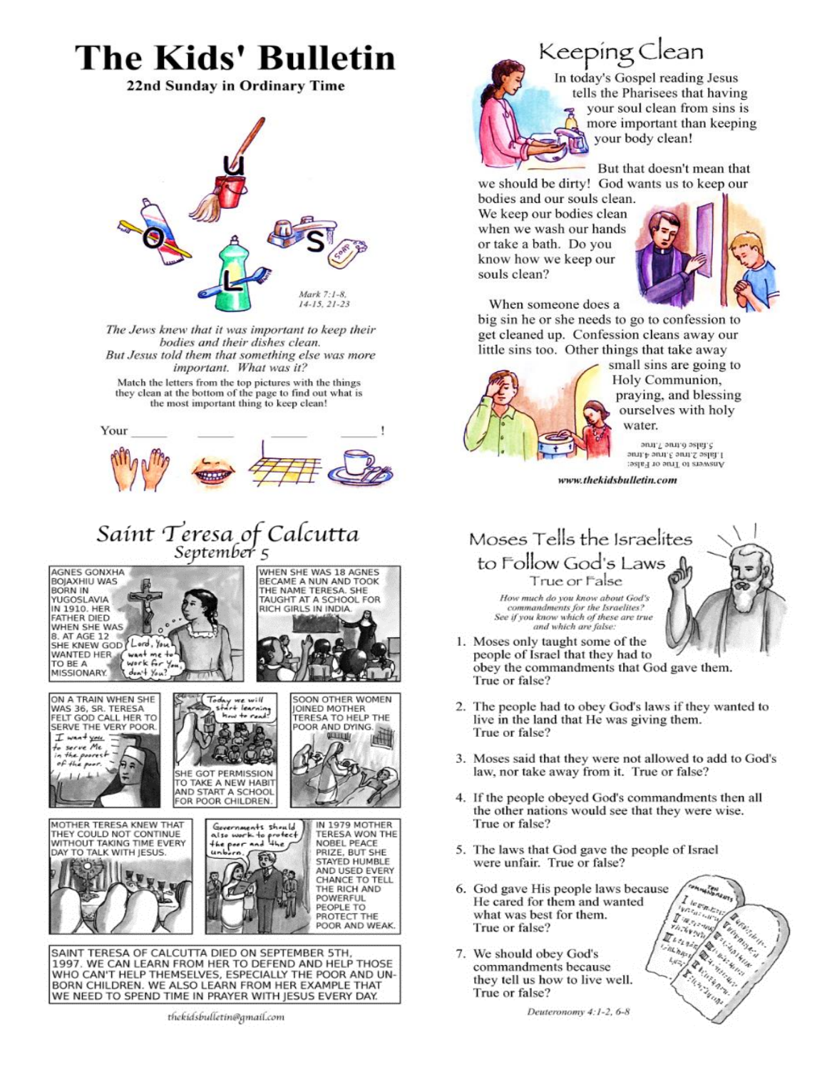# The Kids' Bulletin

**22nd Sunday in Ordinary Time**

u

o

s

L

Mark 7:1-8, 14-15, 21-23

*The Jews knew that it was important to keep their bodies and their dishes clean. But Jesus told them that something else was more important. What was it?*

Match the letters from the top pictures with the things they clean at the bottom of the page to find out what is the most important thing to keep clean!

Your ______ ______ ______ ______ !

## Keeping Clean

In today's Gospel reading Jesus tells the Pharisees that having your soul clean from sins is more important than keeping your body clean!

But that doesn't mean that we should be dirty! God wants us to keep our bodies and our souls clean. We keep our bodies clean when we wash our hands or take a bath. Do you know how we keep our souls clean?

When someone does a big sin he or she needs to go to confession to get cleaned up. Confession cleans away our little sins too. Other things that take away small sins are going to Holy Communion, praying, and blessing ourselves with holy water.

Answers to True or False:
1.false 2.true 3.true 4.true
5.false 6.true 7.true

www.thekidsbulletin.com

## Saint Teresa of Calcutta

September 5

AGNES GONXHA BOJAXHIU WAS BORN IN YUGOSLAVIA IN 1910. HER FATHER DIED WHEN SHE WAS 8. AT AGE 12 SHE KNEW GOD WANTED HER TO BE A MISSIONARY.

Lord, You want me to work for You, don't You?

WHEN SHE WAS 18 AGNES BECAME A NUN AND TOOK THE NAME TERESA. SHE TAUGHT AT A SCHOOL FOR RICH GIRLS IN INDIA.

ON A TRAIN WHEN SHE WAS 36, SR. TERESA FELT GOD CALL HER TO SERVE THE VERY POOR.

I want you to serve Me in the poorest of the poor.

Today we will start learning how to read.

SHE GOT PERMISSION TO TAKE A NEW HABIT AND START A SCHOOL FOR POOR CHILDREN.

SOON OTHER WOMEN JOINED MOTHER TERESA TO HELP THE POOR AND DYING.

MOTHER TERESA KNEW THAT THEY COULD NOT CONTINUE WITHOUT TAKING TIME EVERY DAY TO TALK WITH JESUS.

Governments should also work to protect the poor and the unborn.

IN 1979 MOTHER TERESA WON THE NOBEL PEACE PRIZE, BUT SHE STAYED HUMBLE AND USED EVERY CHANCE TO TELL THE RICH AND POWERFUL PEOPLE TO PROTECT THE POOR AND WEAK.

SAINT TERESA OF CALCUTTA DIED ON SEPTEMBER 5TH, 1997. WE CAN LEARN FROM HER TO DEFEND AND HELP THOSE WHO CAN'T HELP THEMSELVES, ESPECIALLY THE POOR AND UNBORN CHILDREN. WE ALSO LEARN FROM HER EXAMPLE THAT WE NEED TO SPEND TIME IN PRAYER WITH JESUS EVERY DAY.

thekidsbulletin@gmail.com

## Moses Tells the Israelites to Follow God's Laws

True or False

*How much do you know about God's commandments for the Israelites? See if you know which of these are true and which are false:*

1. Moses only taught some of the people of Israel that they had to obey the commandments that God gave them. True or false?
2. The people had to obey God's laws if they wanted to live in the land that He was giving them. True or false?
3. Moses said that they were not allowed to add to God's law, nor take away from it. True or false?
4. If the people obeyed God's commandments then all the other nations would see that they were wise. True or false?
5. The laws that God gave the people of Israel were unfair. True or false?
6. God gave His people laws because He cared for them and wanted what was best for them. True or false?
7. We should obey God's commandments because they tell us how to live well. True or false?

Deuteronomy 4:1-2, 6-8